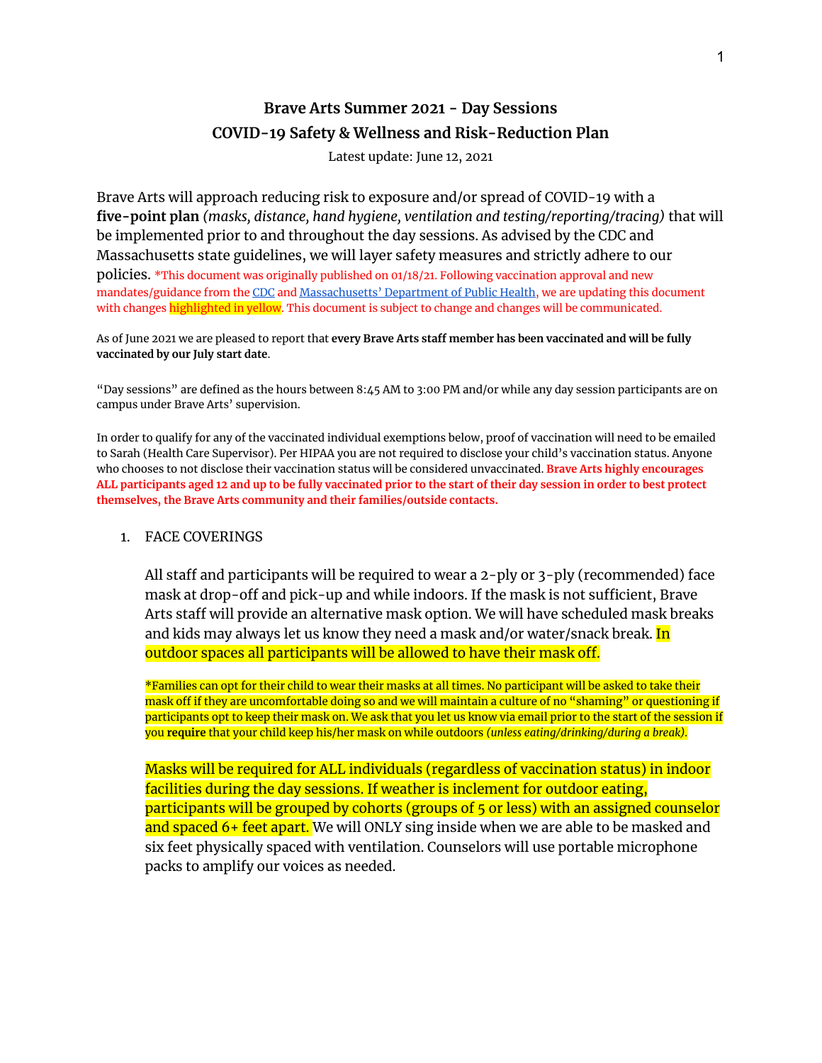# Brave Arts Summer 2021 - Day Sessions
## COVID-19 Safety & Wellness and Risk-Reduction Plan

Latest update: June 12, 2021

Brave Arts will approach reducing risk to exposure and/or spread of COVID-19 with a **five-point plan** *(masks, distance, hand hygiene, ventilation and testing/reporting/tracing)* that will be implemented prior to and throughout the day sessions. As advised by the CDC and Massachusetts state guidelines, we will layer safety measures and strictly adhere to our policies. *This document was originally published on 01/18/21. Following vaccination approval and new mandates/guidance from the CDC and Massachusetts' Department of Public Health, we are updating this document with changes highlighted in yellow. This document is subject to change and changes will be communicated.

As of June 2021 we are pleased to report that **every Brave Arts staff member has been vaccinated and will be fully vaccinated by our July start date**.

"Day sessions" are defined as the hours between 8:45 AM to 3:00 PM and/or while any day session participants are on campus under Brave Arts' supervision.

In order to qualify for any of the vaccinated individual exemptions below, proof of vaccination will need to be emailed to Sarah (Health Care Supervisor). Per HIPAA you are not required to disclose your child's vaccination status. Anyone who chooses to not disclose their vaccination status will be considered unvaccinated. **Brave Arts highly encourages ALL participants aged 12 and up to be fully vaccinated prior to the start of their day session in order to best protect themselves, the Brave Arts community and their families/outside contacts.**

1. FACE COVERINGS

   All staff and participants will be required to wear a 2-ply or 3-ply (recommended) face mask at drop-off and pick-up and while indoors. If the mask is not sufficient, Brave Arts staff will provide an alternative mask option. We will have scheduled mask breaks and kids may always let us know they need a mask and/or water/snack break. In outdoor spaces all participants will be allowed to have their mask off.

   *Families can opt for their child to wear their masks at all times. No participant will be asked to take their mask off if they are uncomfortable doing so and we will maintain a culture of no "shaming" or questioning if participants opt to keep their mask on. We ask that you let us know via email prior to the start of the session if you **require** that your child keep his/her mask on while outdoors *(unless eating/drinking/during a break)*.

   Masks will be required for ALL individuals (regardless of vaccination status) in indoor facilities during the day sessions. If weather is inclement for outdoor eating, participants will be grouped by cohorts (groups of 5 or less) with an assigned counselor and spaced 6+ feet apart. We will ONLY sing inside when we are able to be masked and six feet physically spaced with ventilation. Counselors will use portable microphone packs to amplify our voices as needed.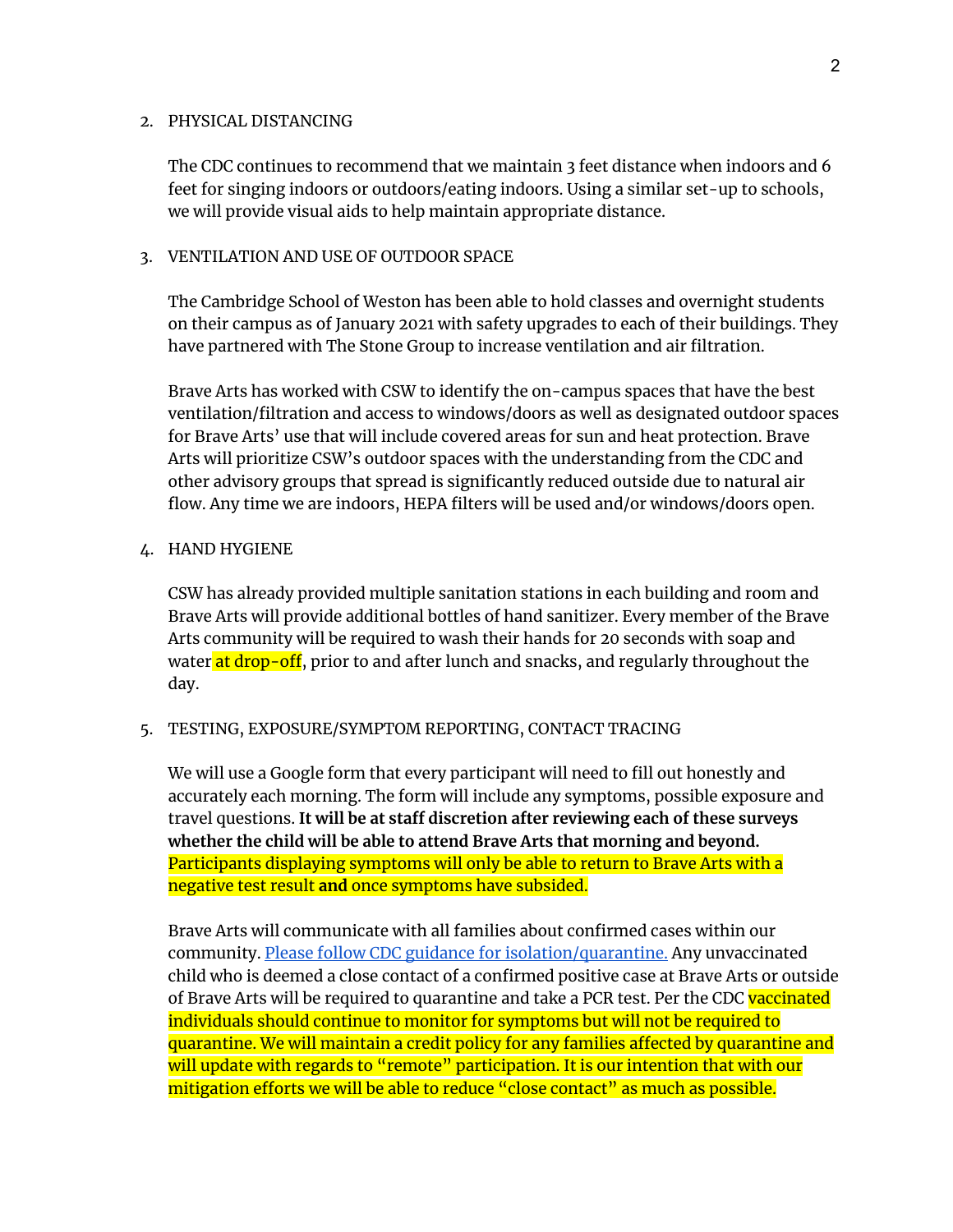2. PHYSICAL DISTANCING

   The CDC continues to recommend that we maintain 3 feet distance when indoors and 6 feet for singing indoors or outdoors/eating indoors. Using a similar set-up to schools, we will provide visual aids to help maintain appropriate distance.

3. VENTILATION AND USE OF OUTDOOR SPACE

   The Cambridge School of Weston has been able to hold classes and overnight students on their campus as of January 2021 with safety upgrades to each of their buildings. They have partnered with The Stone Group to increase ventilation and air filtration.

   Brave Arts has worked with CSW to identify the on-campus spaces that have the best ventilation/filtration and access to windows/doors as well as designated outdoor spaces for Brave Arts' use that will include covered areas for sun and heat protection. Brave Arts will prioritize CSW's outdoor spaces with the understanding from the CDC and other advisory groups that spread is significantly reduced outside due to natural air flow. Any time we are indoors, HEPA filters will be used and/or windows/doors open.

4. HAND HYGIENE

   CSW has already provided multiple sanitation stations in each building and room and Brave Arts will provide additional bottles of hand sanitizer. Every member of the Brave Arts community will be required to wash their hands for 20 seconds with soap and water at drop-off, prior to and after lunch and snacks, and regularly throughout the day.

5. TESTING, EXPOSURE/SYMPTOM REPORTING, CONTACT TRACING

   We will use a Google form that every participant will need to fill out honestly and accurately each morning. The form will include any symptoms, possible exposure and travel questions. **It will be at staff discretion after reviewing each of these surveys whether the child will be able to attend Brave Arts that morning and beyond.** Participants displaying symptoms will only be able to return to Brave Arts with a negative test result **and** once symptoms have subsided.

   Brave Arts will communicate with all families about confirmed cases within our community. [Please follow CDC guidance for isolation/quarantine.]() Any unvaccinated child who is deemed a close contact of a confirmed positive case at Brave Arts or outside of Brave Arts will be required to quarantine and take a PCR test. Per the CDC vaccinated individuals should continue to monitor for symptoms but will not be required to quarantine. We will maintain a credit policy for any families affected by quarantine and will update with regards to "remote" participation. It is our intention that with our mitigation efforts we will be able to reduce "close contact" as much as possible.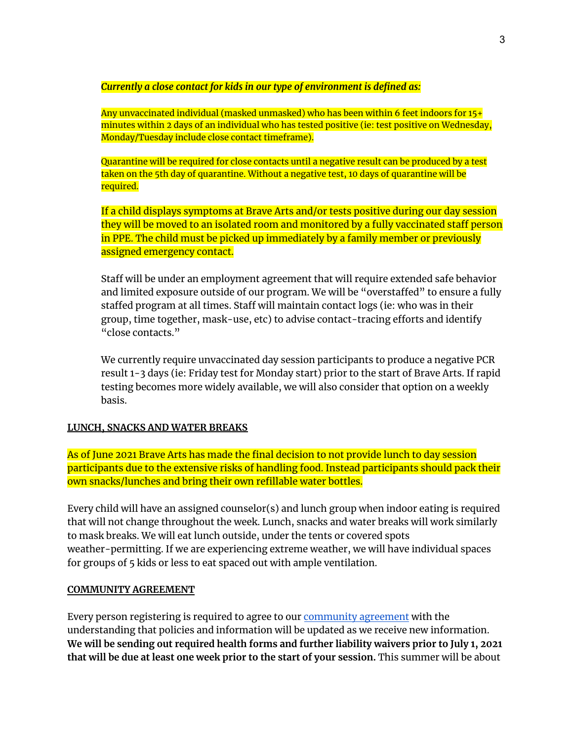***Currently a close contact for kids in our type of environment is defined as:***

Any unvaccinated individual (masked unmasked) who has been within 6 feet indoors for 15+ minutes within 2 days of an individual who has tested positive (ie: test positive on Wednesday, Monday/Tuesday include close contact timeframe).

Quarantine will be required for close contacts until a negative result can be produced by a test taken on the 5th day of quarantine. Without a negative test, 10 days of quarantine will be required.

If a child displays symptoms at Brave Arts and/or tests positive during our day session they will be moved to an isolated room and monitored by a fully vaccinated staff person in PPE. The child must be picked up immediately by a family member or previously assigned emergency contact.

Staff will be under an employment agreement that will require extended safe behavior and limited exposure outside of our program. We will be "overstaffed" to ensure a fully staffed program at all times. Staff will maintain contact logs (ie: who was in their group, time together, mask-use, etc) to advise contact-tracing efforts and identify "close contacts."

We currently require unvaccinated day session participants to produce a negative PCR result 1-3 days (ie: Friday test for Monday start) prior to the start of Brave Arts. If rapid testing becomes more widely available, we will also consider that option on a weekly basis.

**LUNCH, SNACKS AND WATER BREAKS**

As of June 2021 Brave Arts has made the final decision to not provide lunch to day session participants due to the extensive risks of handling food. Instead participants should pack their own snacks/lunches and bring their own refillable water bottles.

Every child will have an assigned counselor(s) and lunch group when indoor eating is required that will not change throughout the week. Lunch, snacks and water breaks will work similarly to mask breaks. We will eat lunch outside, under the tents or covered spots weather-permitting. If we are experiencing extreme weather, we will have individual spaces for groups of 5 kids or less to eat spaced out with ample ventilation.

**COMMUNITY AGREEMENT**

Every person registering is required to agree to our community agreement with the understanding that policies and information will be updated as we receive new information. **We will be sending out required health forms and further liability waivers prior to July 1, 2021 that will be due at least one week prior to the start of your session.** This summer will be about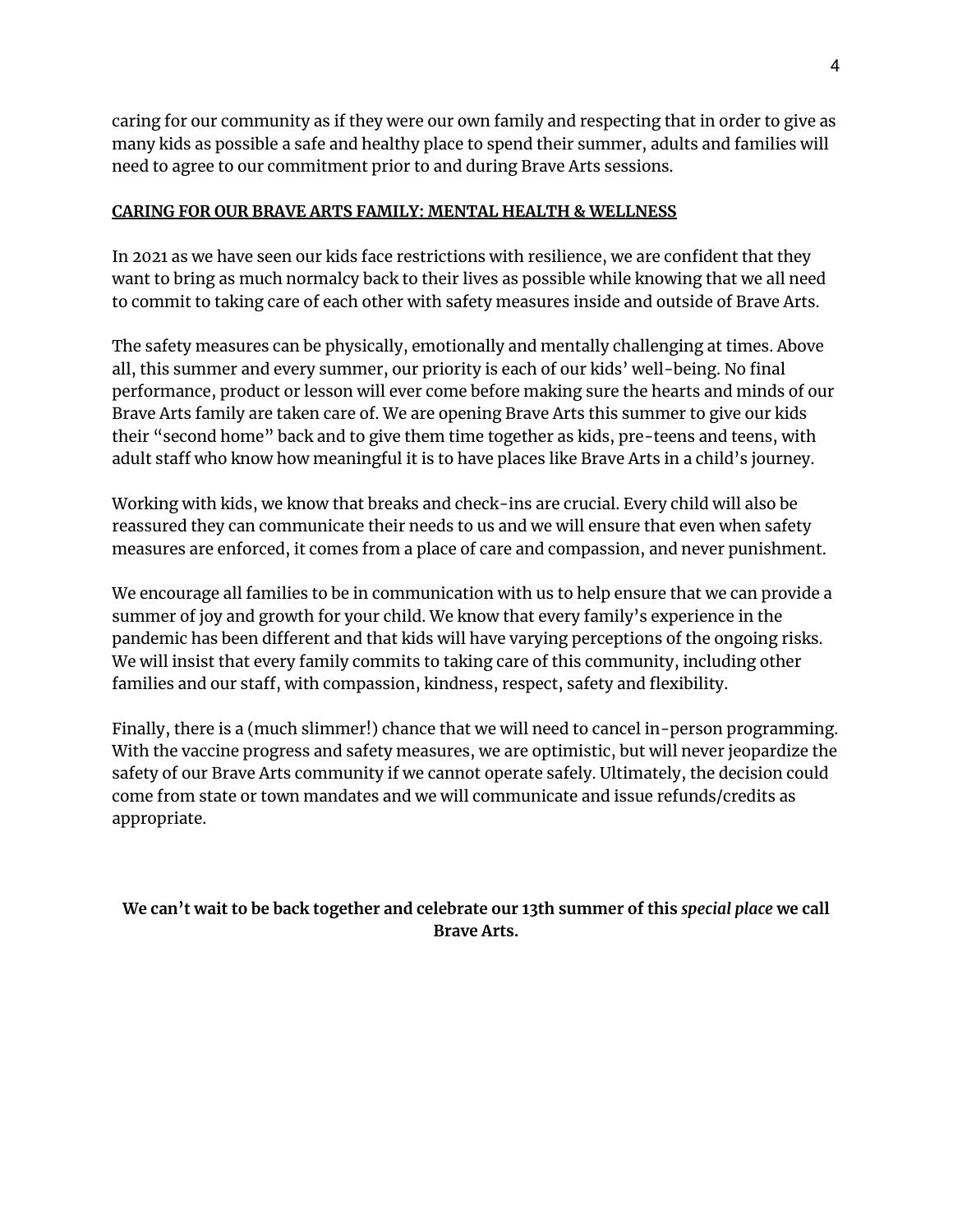caring for our community as if they were our own family and respecting that in order to give as many kids as possible a safe and healthy place to spend their summer, adults and families will need to agree to our commitment prior to and during Brave Arts sessions.

**CARING FOR OUR BRAVE ARTS FAMILY: MENTAL HEALTH & WELLNESS**

In 2021 as we have seen our kids face restrictions with resilience, we are confident that they want to bring as much normalcy back to their lives as possible while knowing that we all need to commit to taking care of each other with safety measures inside and outside of Brave Arts.

The safety measures can be physically, emotionally and mentally challenging at times. Above all, this summer and every summer, our priority is each of our kids' well-being. No final performance, product or lesson will ever come before making sure the hearts and minds of our Brave Arts family are taken care of. We are opening Brave Arts this summer to give our kids their "second home" back and to give them time together as kids, pre-teens and teens, with adult staff who know how meaningful it is to have places like Brave Arts in a child's journey.

Working with kids, we know that breaks and check-ins are crucial. Every child will also be reassured they can communicate their needs to us and we will ensure that even when safety measures are enforced, it comes from a place of care and compassion, and never punishment.

We encourage all families to be in communication with us to help ensure that we can provide a summer of joy and growth for your child. We know that every family's experience in the pandemic has been different and that kids will have varying perceptions of the ongoing risks. We will insist that every family commits to taking care of this community, including other families and our staff, with compassion, kindness, respect, safety and flexibility.

Finally, there is a (much slimmer!) chance that we will need to cancel in-person programming. With the vaccine progress and safety measures, we are optimistic, but will never jeopardize the safety of our Brave Arts community if we cannot operate safely. Ultimately, the decision could come from state or town mandates and we will communicate and issue refunds/credits as appropriate.

**We can't wait to be back together and celebrate our 13th summer of this *special place* we call Brave Arts.**